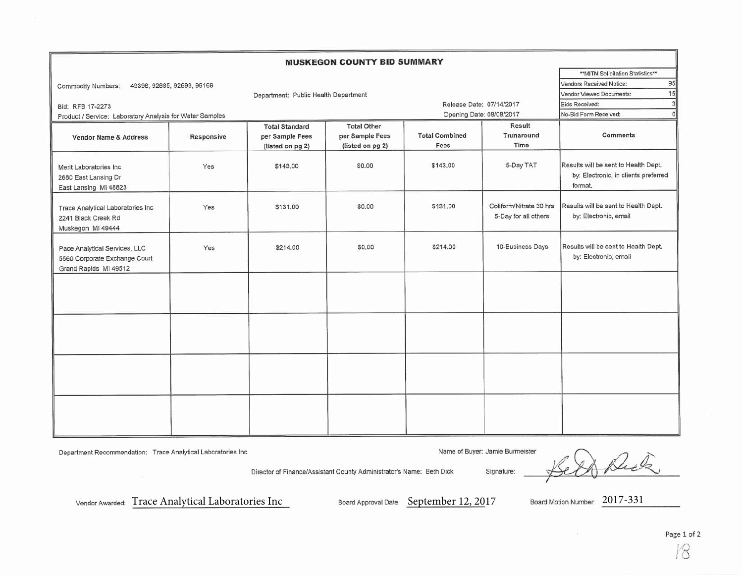# MUSKEGON COUNTY BID SUMMARY

Commodity Numbers: 49396, 92685, 92693, 96169

Department: Public Health Department

Bid: RFB 17-2273

Product / Service: Laboratory Analysis for Water Samples

Release Date: 07/14/2017

Opening Date: 08/08/2017

| **MITN Solicitation Statistics** | |
|---|---|
| Vendors Received Notice: | 95 |
| Vendor Viewed Documents: | 15 |
| Bids Received: | 3 |
| No-Bid Form Received: | 0 |

| Vendor Name & Address | Responsive | Total Standard per Sample Fees (listed on pg 2) | Total Other per Sample Fees (listed on pg 2) | Total Combined Fees | Result Trunaround Time | Comments |
|---|---|---|---|---|---|---|
| Merit Laboratories Inc<br>2680 East Lansing Dr<br>East Lansing MI 48823 | Yes | $143.00 | $0.00 | $143.00 | 5-Day TAT | Results will be sent to Health Dept. by: Electronic, in clients preferred format. |
| Trace Analytical Laboratories Inc<br>2241 Black Creek Rd<br>Muskegon MI 49444 | Yes | $131.00 | $0.00 | $131.00 | Coliform/Nitrate 30 hrs<br>5-Day for all others | Results will be sent to Health Dept. by: Electronic, email |
| Pace Analytical Services, LLC<br>5560 Corporate Exchange Court<br>Grand Rapids MI 49512 | Yes | $214.00 | $0.00 | $214.00 | 10-Business Days | Results will be sent to Health Dept. by: Electronic, email |
| | | | | | | |
| | | | | | | |
| | | | | | | |
| | | | | | | |

Department Recommendation: Trace Analytical Laboratories Inc

Name of Buyer: Jamie Burmeister

Director of Finance/Assistant County Administrator's Name: Beth Dick

Signature: Beth Dick

Vendor Awarded: Trace Analytical Laboratories Inc

Board Approval Date: September 12, 2017

Board Motion Number: 2017-331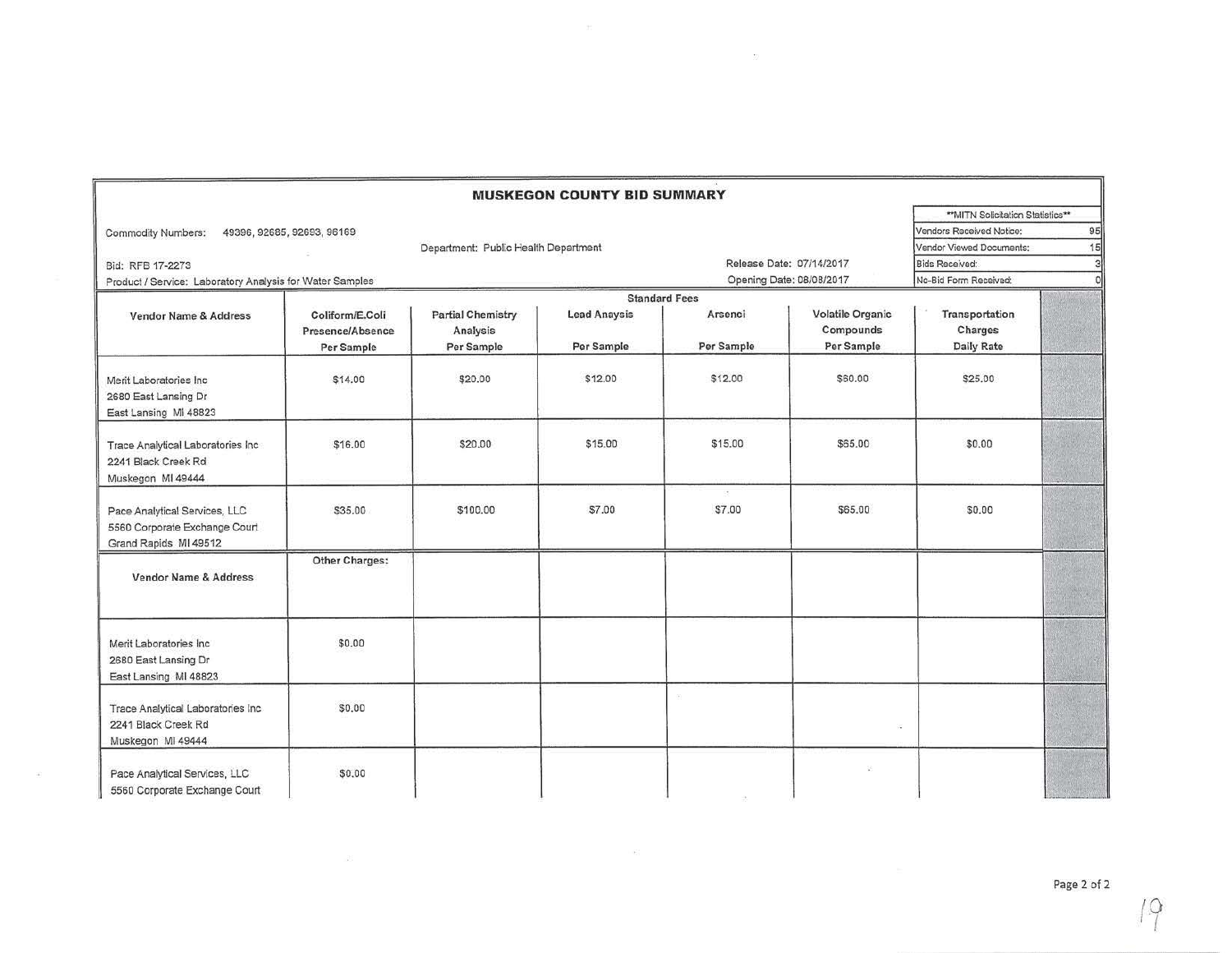# MUSKEGON COUNTY BID SUMMARY

Commodity Numbers: 49396, 92685, 92693, 96169

Department: Public Health Department

Bid: RFB 17-2273

Release Date: 07/14/2017

Product / Service: Laboratory Analysis for Water Samples

Opening Date: 08/08/2017

| **MITN Solicitation Statistics** | |
|---|---|
| Vendors Received Notice: | 95 |
| Vendor Viewed Documents: | 15 |
| Bids Received: | 3 |
| No-Bid Form Received: | 0 |

| Vendor Name & Address | Standard Fees | | | | | | |
|---|---|---|---|---|---|---|---|
| | Coliform/E.Coli Presence/Absence Per Sample | Partial Chemistry Analysis Per Sample | Lead Anaysis Per Sample | Arsenci Per Sample | Volatile Organic Compounds Per Sample | Transportation Charges Daily Rate | |
| Merit Laboratories Inc 2680 East Lansing Dr East Lansing MI 48823 | $14.00 | $20.00 | $12.00 | $12.00 | $60.00 | $25.00 | |
| Trace Analytical Laboratories Inc 2241 Black Creek Rd Muskegon MI 49444 | $16.00 | $20.00 | $15.00 | $15.00 | $65.00 | $0.00 | |
| Pace Analytical Services, LLC 5560 Corporate Exchange Court Grand Rapids MI 49512 | $35.00 | $100.00 | $7.00 | $7.00 | $65.00 | $0.00 | |
| **Vendor Name & Address** | **Other Charges:** | | | | | | |
| Merit Laboratories Inc 2680 East Lansing Dr East Lansing MI 48823 | $0.00 | | | | | | |
| Trace Analytical Laboratories Inc 2241 Black Creek Rd Muskegon MI 49444 | $0.00 | | | | | | |
| Pace Analytical Services, LLC 5560 Corporate Exchange Court | $0.00 | | | | | | |

19